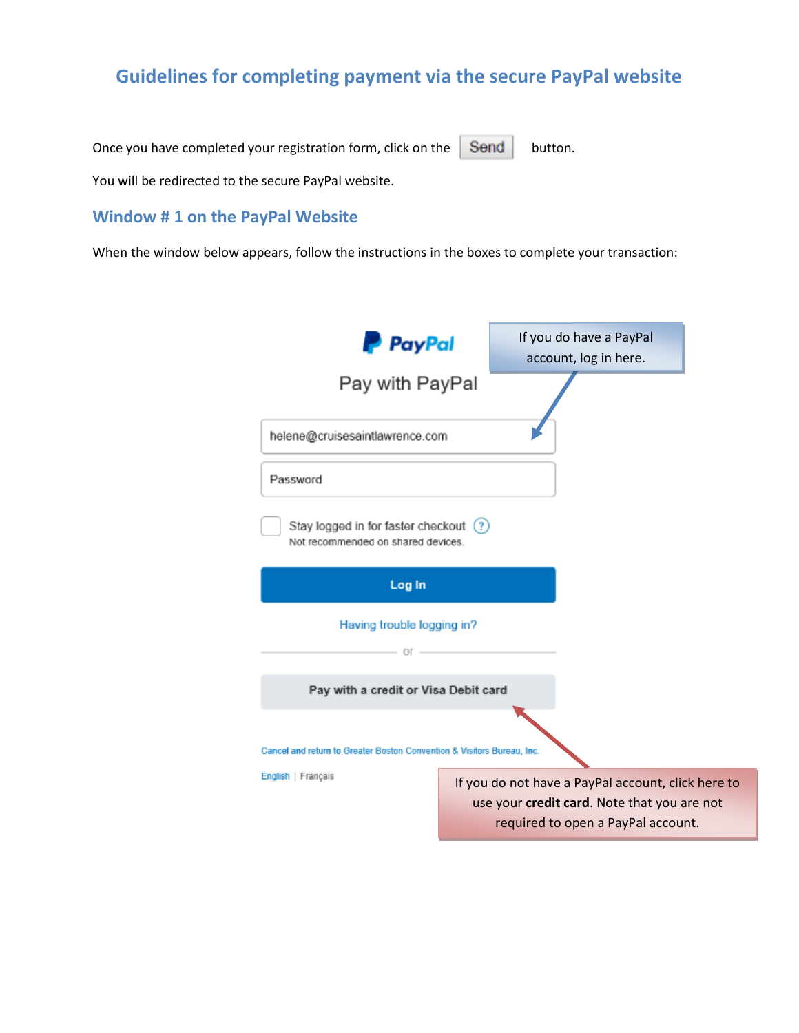# Guidelines for completing payment via the secure PayPal website

Once you have completed your registration form, click on the Send button.

You will be redirected to the secure PayPal website.

## Window # 1 on the PayPal Website

When the window below appears, follow the instructions in the boxes to complete your transaction:

PayPal

Pay with PayPal

helene@cruisesaintlawrence.com

Password

Stay logged in for faster checkout

Not recommended on shared devices.

Log In

Having trouble logging in?

or

Pay with a credit or Visa Debit card

Cancel and return to Greater Boston Convention & Visitors Bureau, Inc.

English | Français

If you do have a PayPal account, log in here.

If you do not have a PayPal account, click here to use your **credit card**. Note that you are not required to open a PayPal account.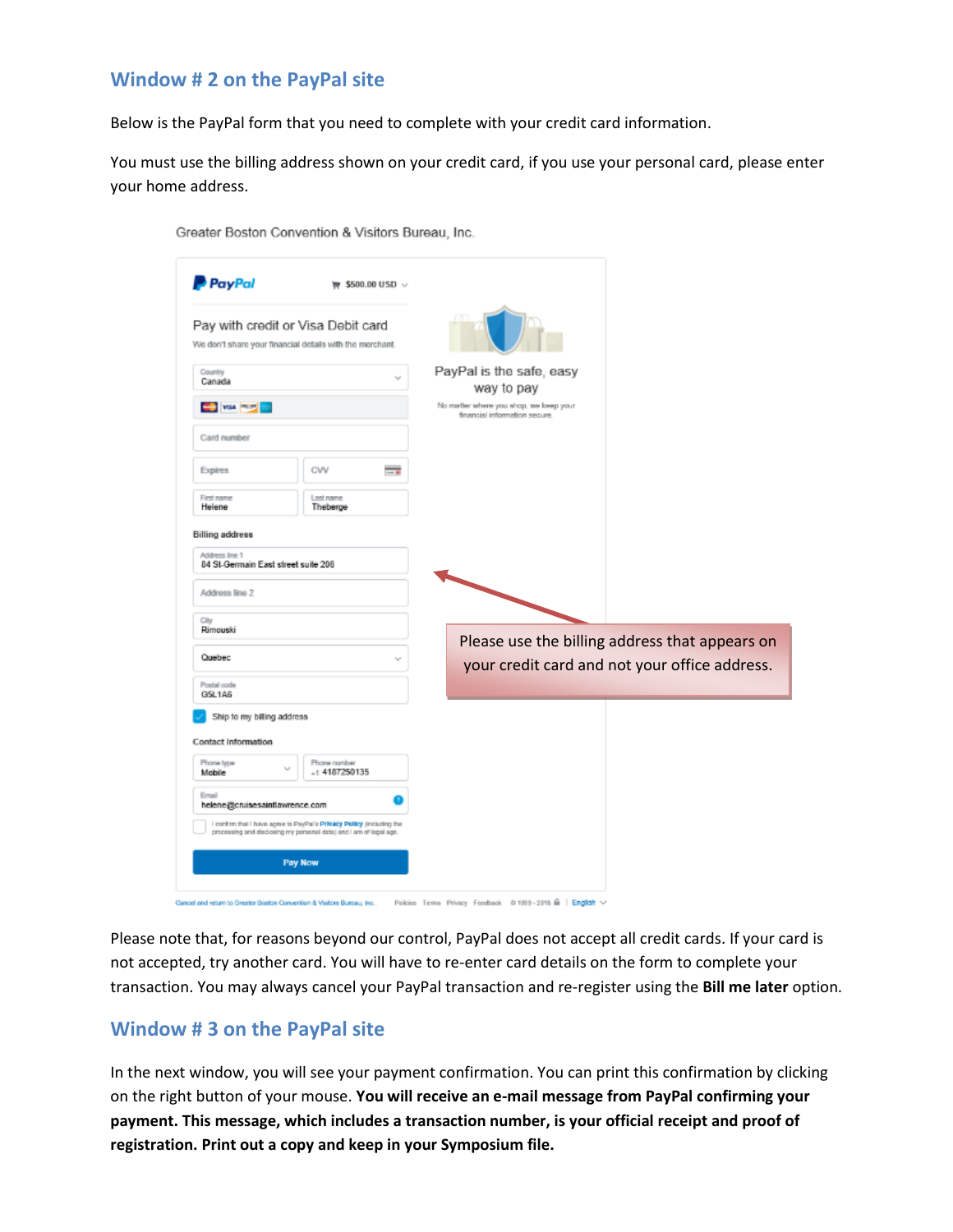## Window # 2 on the PayPal site

Below is the PayPal form that you need to complete with your credit card information.

You must use the billing address shown on your credit card, if you use your personal card, please enter your home address.

Greater Boston Convention & Visitors Bureau, Inc.

PayPal $500.00 USD

Pay with credit or Visa Debit card

We don't share your financial details with the merchant.

Country: Canada

Card number

Expires

CVV

First name: Helene

Last name: Theberge

Billing address

Address line 1: 84 St-Germain East street suite 206

Address line 2

City: Rimouski

Quebec

Postal code: G5L1A6

Ship to my billing address

Contact Information

Phone type: Mobile

Phone number: +1 4187250135

Email: helene@cruisesaintlawrence.com

I confirm that I have agree to PayPal's Privacy Policy (including the processing and disclosing my personal data) and I am of legal age.

Pay Now

PayPal is the safe, easy way to pay

No matter where you shop, we keep your financial information secure.

Please use the billing address that appears on your credit card and not your office address.

Cancel and return to Greater Boston Convention & Visitors Bureau, Inc.

Policies Terms Privacy Feedback © 1999 - 2018 English

Please note that, for reasons beyond our control, PayPal does not accept all credit cards. If your card is not accepted, try another card. You will have to re-enter card details on the form to complete your transaction. You may always cancel your PayPal transaction and re-register using the **Bill me later** option.

## Window # 3 on the PayPal site

In the next window, you will see your payment confirmation. You can print this confirmation by clicking on the right button of your mouse. **You will receive an e-mail message from PayPal confirming your payment. This message, which includes a transaction number, is your official receipt and proof of registration. Print out a copy and keep in your Symposium file.**